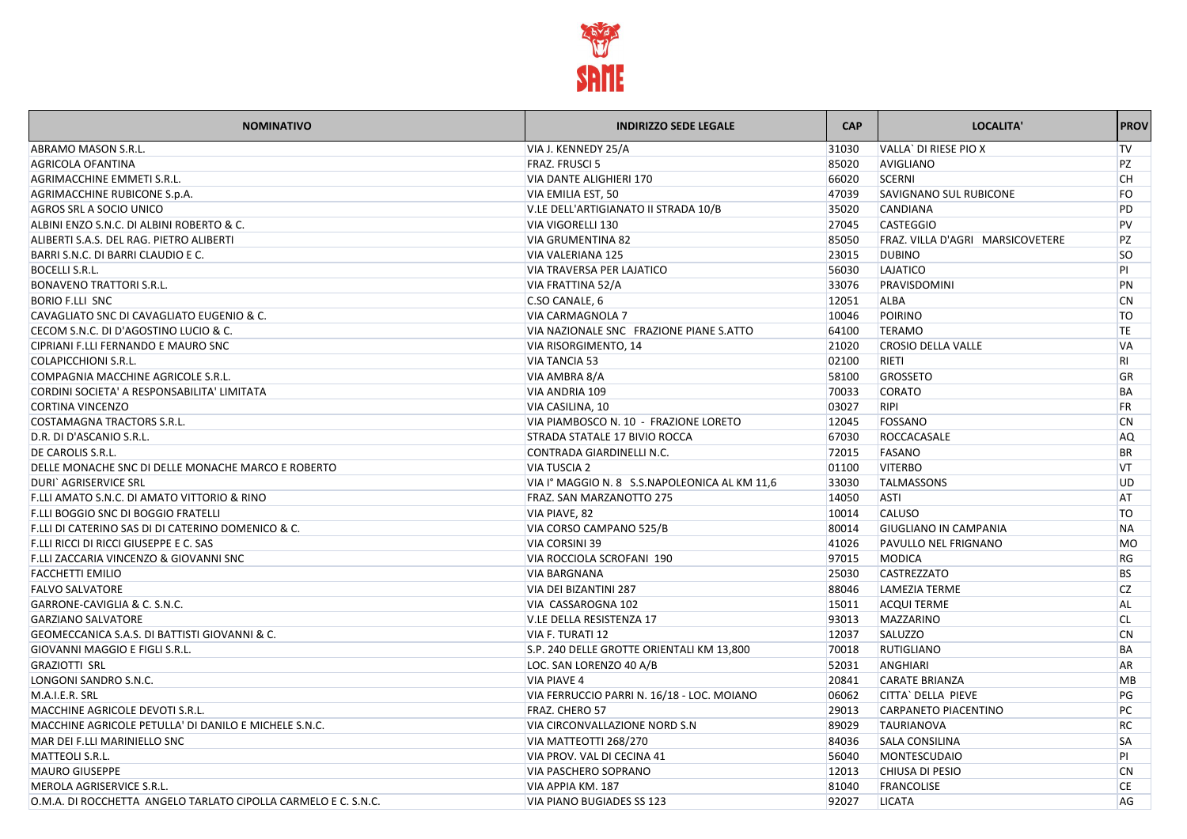| NOMINATIVO | INDIRIZZO SEDE LEGALE | CAP | LOCALITA' | PROV |
|---|---|---|---|---|
| ABRAMO MASON S.R.L. | VIA J. KENNEDY 25/A | 31030 | VALLA` DI RIESE PIO X | TV |
| AGRICOLA OFANTINA | FRAZ. FRUSCI 5 | 85020 | AVIGLIANO | PZ |
| AGRIMACCHINE EMMETI S.R.L. | VIA DANTE ALIGHIERI 170 | 66020 | SCERNI | CH |
| AGRIMACCHINE RUBICONE S.p.A. | VIA EMILIA EST, 50 | 47039 | SAVIGNANO SUL RUBICONE | FO |
| AGROS SRL A SOCIO UNICO | V.LE DELL'ARTIGIANATO II STRADA 10/B | 35020 | CANDIANA | PD |
| ALBINI ENZO S.N.C. DI ALBINI ROBERTO & C. | VIA VIGORELLI 130 | 27045 | CASTEGGIO | PV |
| ALIBERTI S.A.S. DEL RAG. PIETRO ALIBERTI | VIA GRUMENTINA 82 | 85050 | FRAZ. VILLA D'AGRI MARSICOVETERE | PZ |
| BARRI S.N.C. DI BARRI CLAUDIO E C. | VIA VALERIANA 125 | 23015 | DUBINO | SO |
| BOCELLI S.R.L. | VIA TRAVERSA PER LAJATICO | 56030 | LAJATICO | PI |
| BONAVENO TRATTORI S.R.L. | VIA FRATTINA 52/A | 33076 | PRAVISDOMINI | PN |
| BORIO F.LLI SNC | C.SO CANALE, 6 | 12051 | ALBA | CN |
| CAVAGLIATO SNC DI CAVAGLIATO EUGENIO & C. | VIA CARMAGNOLA 7 | 10046 | POIRINO | TO |
| CECOM S.N.C. DI D'AGOSTINO LUCIO & C. | VIA NAZIONALE SNC FRAZIONE PIANE S.ATTO | 64100 | TERAMO | TE |
| CIPRIANI F.LLI FERNANDO E MAURO SNC | VIA RISORGIMENTO, 14 | 21020 | CROSIO DELLA VALLE | VA |
| COLAPICCHIONI S.R.L. | VIA TANCIA 53 | 02100 | RIETI | RI |
| COMPAGNIA MACCHINE AGRICOLE S.R.L. | VIA AMBRA 8/A | 58100 | GROSSETO | GR |
| CORDINI SOCIETA' A RESPONSABILITA' LIMITATA | VIA ANDRIA 109 | 70033 | CORATO | BA |
| CORTINA VINCENZO | VIA CASILINA, 10 | 03027 | RIPI | FR |
| COSTAMAGNA TRACTORS S.R.L. | VIA PIAMBOSCO N. 10 - FRAZIONE LORETO | 12045 | FOSSANO | CN |
| D.R. DI D'ASCANIO S.R.L. | STRADA STATALE 17 BIVIO ROCCA | 67030 | ROCCACASALE | AQ |
| DE CAROLIS S.R.L. | CONTRADA GIARDINELLI N.C. | 72015 | FASANO | BR |
| DELLE MONACHE SNC DI DELLE MONACHE MARCO E ROBERTO | VIA TUSCIA 2 | 01100 | VITERBO | VT |
| DURI` AGRISERVICE SRL | VIA I° MAGGIO N. 8 S.S.NAPOLEONICA AL KM 11,6 | 33030 | TALMASSONS | UD |
| F.LLI AMATO S.N.C. DI AMATO VITTORIO & RINO | FRAZ. SAN MARZANOTTO 275 | 14050 | ASTI | AT |
| F.LLI BOGGIO SNC DI BOGGIO FRATELLI | VIA PIAVE, 82 | 10014 | CALUSO | TO |
| F.LLI DI CATERINO SAS DI DI CATERINO DOMENICO & C. | VIA CORSO CAMPANO 525/B | 80014 | GIUGLIANO IN CAMPANIA | NA |
| F.LLI RICCI DI RICCI GIUSEPPE E C. SAS | VIA CORSINI 39 | 41026 | PAVULLO NEL FRIGNANO | MO |
| F.LLI ZACCARIA VINCENZO & GIOVANNI SNC | VIA ROCCIOLA SCROFANI 190 | 97015 | MODICA | RG |
| FACCHETTI EMILIO | VIA BARGNANA | 25030 | CASTREZZATO | BS |
| FALVO SALVATORE | VIA DEI BIZANTINI 287 | 88046 | LAMEZIA TERME | CZ |
| GARRONE-CAVIGLIA & C. S.N.C. | VIA CASSAROGNA 102 | 15011 | ACQUI TERME | AL |
| GARZIANO SALVATORE | V.LE DELLA RESISTENZA 17 | 93013 | MAZZARINO | CL |
| GEOMECCANICA S.A.S. DI BATTISTI GIOVANNI & C. | VIA F. TURATI 12 | 12037 | SALUZZO | CN |
| GIOVANNI MAGGIO E FIGLI S.R.L. | S.P. 240 DELLE GROTTE ORIENTALI KM 13,800 | 70018 | RUTIGLIANO | BA |
| GRAZIOTTI SRL | LOC. SAN LORENZO 40 A/B | 52031 | ANGHIARI | AR |
| LONGONI SANDRO S.N.C. | VIA PIAVE 4 | 20841 | CARATE BRIANZA | MB |
| M.A.I.E.R. SRL | VIA FERRUCCIO PARRI N. 16/18 - LOC. MOIANO | 06062 | CITTA` DELLA PIEVE | PG |
| MACCHINE AGRICOLE DEVOTI S.R.L. | FRAZ. CHERO 57 | 29013 | CARPANETO PIACENTINO | PC |
| MACCHINE AGRICOLE PETULLA' DI DANILO E MICHELE S.N.C. | VIA CIRCONVALLAZIONE NORD S.N | 89029 | TAURIANOVA | RC |
| MAR DEI F.LLI MARINIELLO SNC | VIA MATTEOTTI 268/270 | 84036 | SALA CONSILINA | SA |
| MATTEOLI S.R.L. | VIA PROV. VAL DI CECINA 41 | 56040 | MONTESCUDAIO | PI |
| MAURO GIUSEPPE | VIA PASCHERO SOPRANO | 12013 | CHIUSA DI PESIO | CN |
| MEROLA AGRISERVICE S.R.L. | VIA APPIA KM. 187 | 81040 | FRANCOLISE | CE |
| O.M.A. DI ROCCHETTA ANGELO TARLATO CIPOLLA CARMELO E C. S.N.C. | VIA PIANO BUGIADES SS 123 | 92027 | LICATA | AG |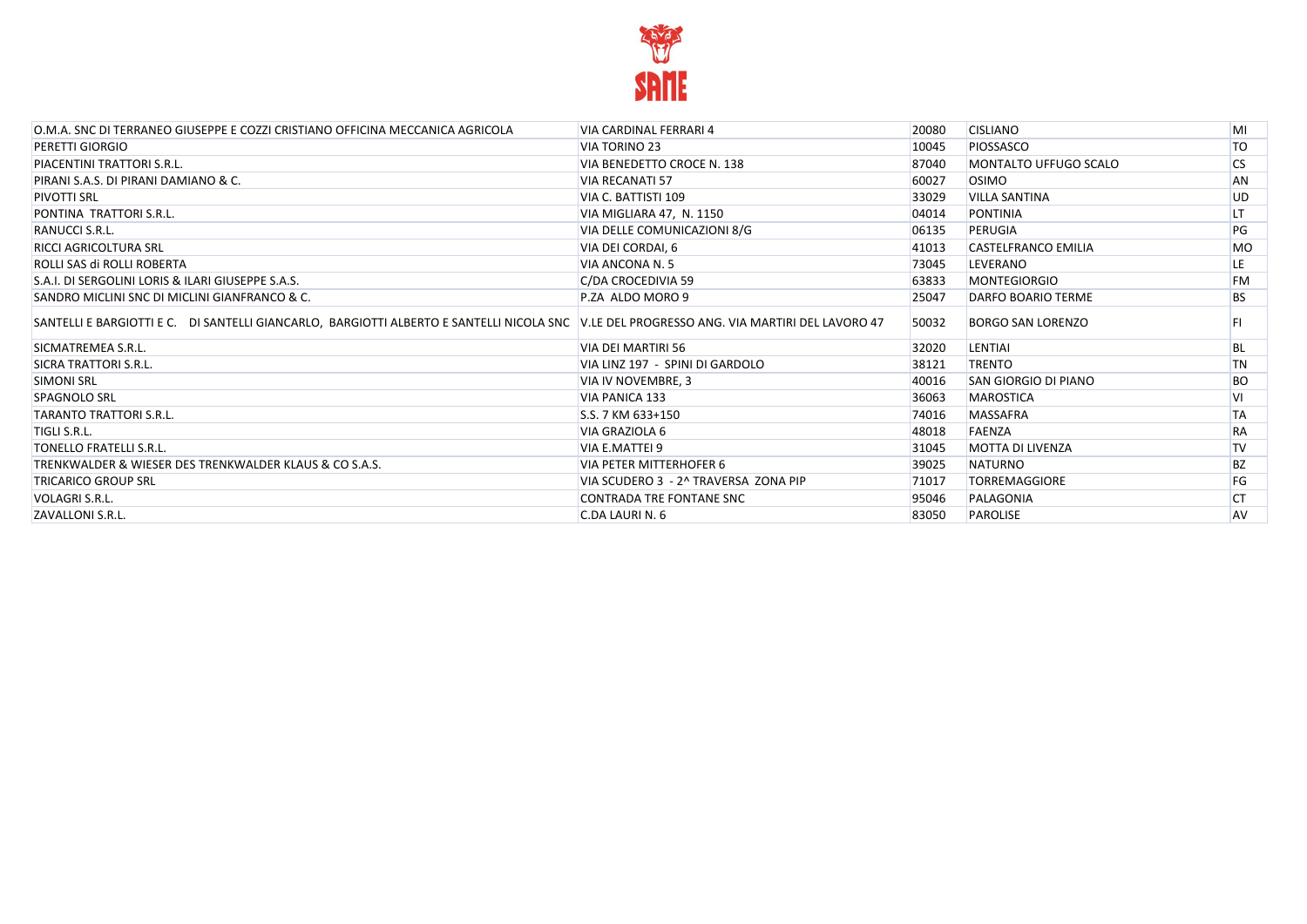SAME

| | | | | |
|---|---|---|---|---|
| O.M.A. SNC DI TERRANEO GIUSEPPE E COZZI CRISTIANO OFFICINA MECCANICA AGRICOLA | VIA CARDINAL FERRARI 4 | 20080 | CISLIANO | MI |
| PERETTI GIORGIO | VIA TORINO 23 | 10045 | PIOSSASCO | TO |
| PIACENTINI TRATTORI S.R.L. | VIA BENEDETTO CROCE N. 138 | 87040 | MONTALTO UFFUGO SCALO | CS |
| PIRANI S.A.S. DI PIRANI DAMIANO & C. | VIA RECANATI 57 | 60027 | OSIMO | AN |
| PIVOTTI SRL | VIA C. BATTISTI 109 | 33029 | VILLA SANTINA | UD |
| PONTINA TRATTORI S.R.L. | VIA MIGLIARA 47, N. 1150 | 04014 | PONTINIA | LT |
| RANUCCI S.R.L. | VIA DELLE COMUNICAZIONI 8/G | 06135 | PERUGIA | PG |
| RICCI AGRICOLTURA SRL | VIA DEI CORDAI, 6 | 41013 | CASTELFRANCO EMILIA | MO |
| ROLLI SAS di ROLLI ROBERTA | VIA ANCONA N. 5 | 73045 | LEVERANO | LE |
| S.A.I. DI SERGOLINI LORIS & ILARI GIUSEPPE S.A.S. | C/DA CROCEDIVIA 59 | 63833 | MONTEGIORGIO | FM |
| SANDRO MICLINI SNC DI MICLINI GIANFRANCO & C. | P.ZA ALDO MORO 9 | 25047 | DARFO BOARIO TERME | BS |
| SANTELLI E BARGIOTTI E C. DI SANTELLI GIANCARLO, BARGIOTTI ALBERTO E SANTELLI NICOLA SNC | V.LE DEL PROGRESSO ANG. VIA MARTIRI DEL LAVORO 47 | 50032 | BORGO SAN LORENZO | FI |
| SICMATREMEA S.R.L. | VIA DEI MARTIRI 56 | 32020 | LENTIAI | BL |
| SICRA TRATTORI S.R.L. | VIA LINZ 197 - SPINI DI GARDOLO | 38121 | TRENTO | TN |
| SIMONI SRL | VIA IV NOVEMBRE, 3 | 40016 | SAN GIORGIO DI PIANO | BO |
| SPAGNOLO SRL | VIA PANICA 133 | 36063 | MAROSTICA | VI |
| TARANTO TRATTORI S.R.L. | S.S. 7 KM 633+150 | 74016 | MASSAFRA | TA |
| TIGLI S.R.L. | VIA GRAZIOLA 6 | 48018 | FAENZA | RA |
| TONELLO FRATELLI S.R.L. | VIA E.MATTEI 9 | 31045 | MOTTA DI LIVENZA | TV |
| TRENKWALDER & WIESER DES TRENKWALDER KLAUS & CO S.A.S. | VIA PETER MITTERHOFER 6 | 39025 | NATURNO | BZ |
| TRICARICO GROUP SRL | VIA SCUDERO 3 - 2^ TRAVERSA ZONA PIP | 71017 | TORREMAGGIORE | FG |
| VOLAGRI S.R.L. | CONTRADA TRE FONTANE SNC | 95046 | PALAGONIA | CT |
| ZAVALLONI S.R.L. | C.DA LAURI N. 6 | 83050 | PAROLISE | AV |